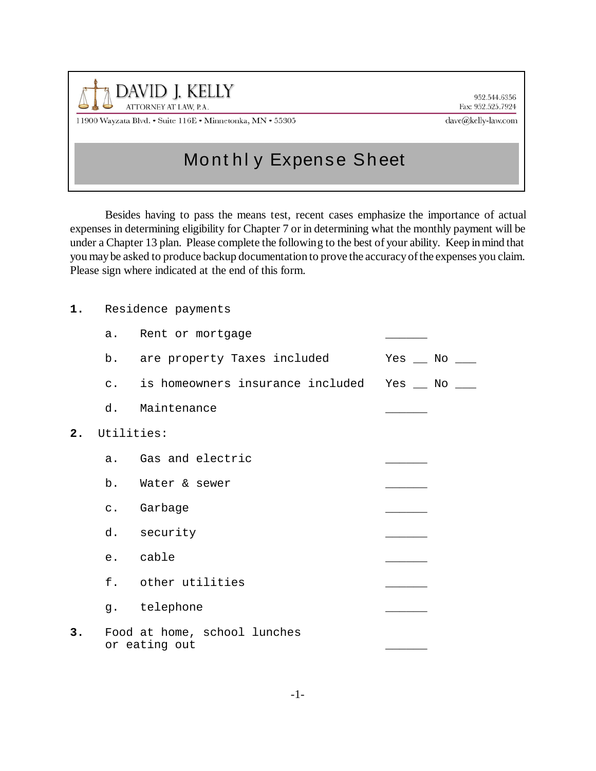**DAVID J. KELLY**
ATTORNEY AT LAW, P.A.
11900 Wayzata Blvd. • Suite 116E • Minnetonka, MN • 55305

952.544.6356
Fax: 952.525.7924
dave@kelly-law.com

# Monthly Expense Sheet

Besides having to pass the means test, recent cases emphasize the importance of actual expenses in determining eligibility for Chapter 7 or in determining what the monthly payment will be under a Chapter 13 plan. Please complete the following to the best of your ability. Keep in mind that you may be asked to produce backup documentation to prove the accuracy of the expenses you claim. Please sign where indicated at the end of this form.

**1.** Residence payments

- a. Rent or mortgage ______
- b. are property Taxes included Yes __ No ___
- c. is homeowners insurance included Yes __ No ___
- d. Maintenance ______

**2.** Utilities:

- a. Gas and electric ______
- b. Water & sewer ______
- c. Garbage ______
- d. security ______
- e. cable ______
- f. other utilities ______
- g. telephone ______

**3.** Food at home, school lunches or eating out ______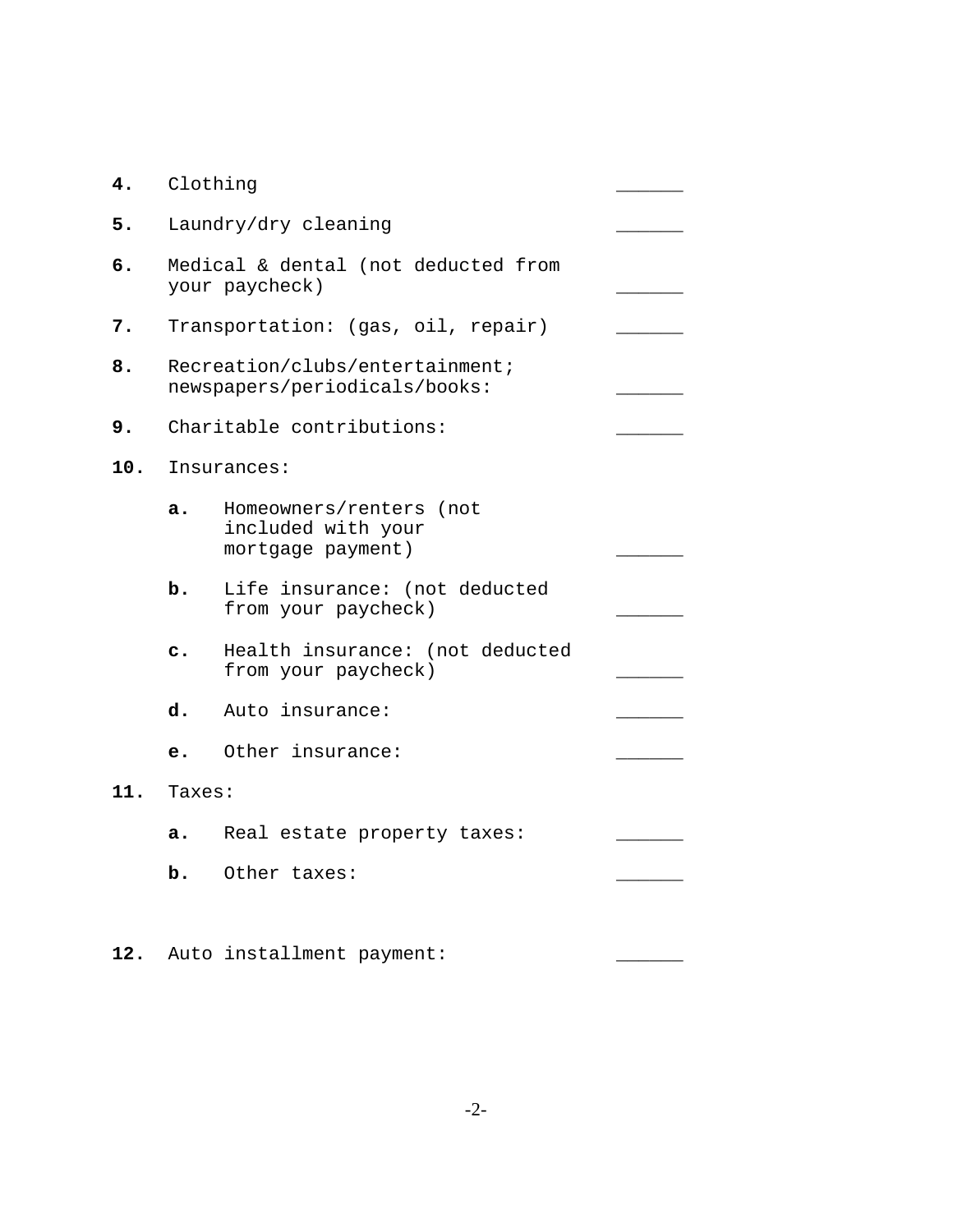**4.** Clothing ______

**5.** Laundry/dry cleaning ______

**6.** Medical & dental (not deducted from your paycheck) ______

**7.** Transportation: (gas, oil, repair) ______

**8.** Recreation/clubs/entertainment; newspapers/periodicals/books: ______

**9.** Charitable contributions: ______

**10.** Insurances:

- **a.** Homeowners/renters (not included with your mortgage payment) ______
- **b.** Life insurance: (not deducted from your paycheck) ______
- **c.** Health insurance: (not deducted from your paycheck) ______
- **d.** Auto insurance: ______
- **e.** Other insurance: ______

**11.** Taxes:

- **a.** Real estate property taxes: ______
- **b.** Other taxes: ______

**12.** Auto installment payment: ______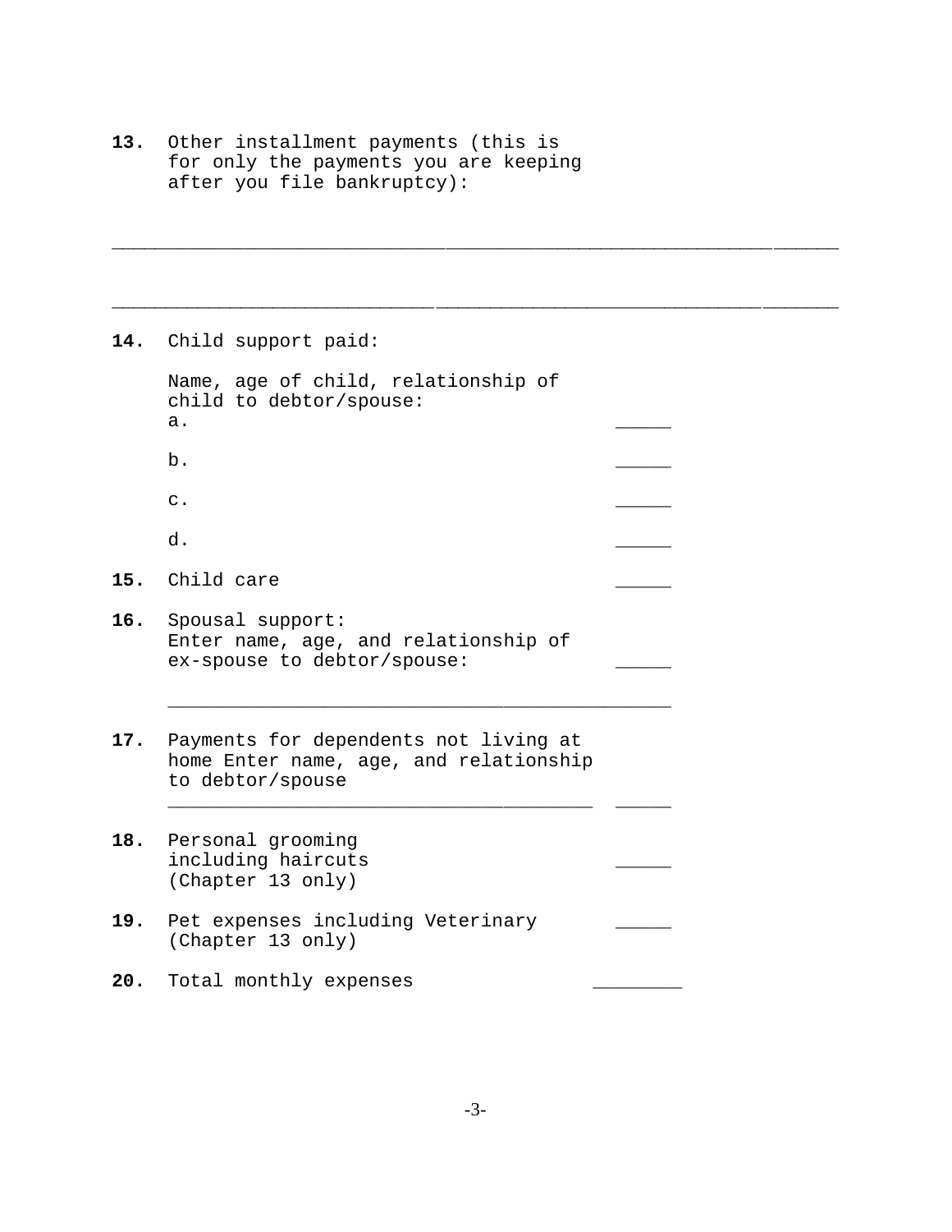**13.** Other installment payments (this is for only the payments you are keeping after you file bankruptcy):

______________________________________________________________________

______________________________________________________________________

**14.** Child support paid:

Name, age of child, relationship of child to debtor/spouse:

a. _____

b. _____

c. _____

d. _____

**15.** Child care _____

**16.** Spousal support:
Enter name, age, and relationship of ex-spouse to debtor/spouse: _____

_____________________________________________

**17.** Payments for dependents not living at home Enter name, age, and relationship to debtor/spouse
______________________________________ _____

**18.** Personal grooming including haircuts (Chapter 13 only) _____

**19.** Pet expenses including Veterinary (Chapter 13 only) _____

**20.** Total monthly expenses ________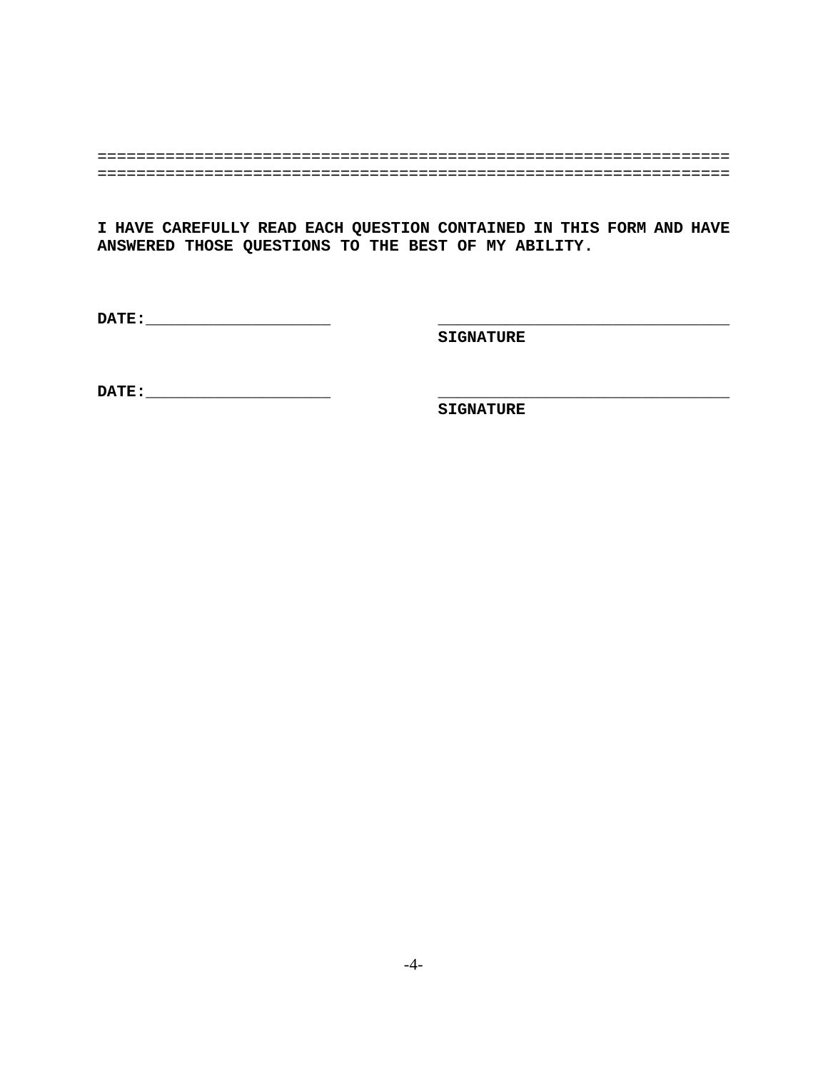================================================================
================================================================

**I HAVE CAREFULLY READ EACH QUESTION CONTAINED IN THIS FORM AND HAVE ANSWERED THOSE QUESTIONS TO THE BEST OF MY ABILITY.**

**DATE:**____________________ ______________________________
**SIGNATURE**

**DATE:**____________________ ______________________________
**SIGNATURE**